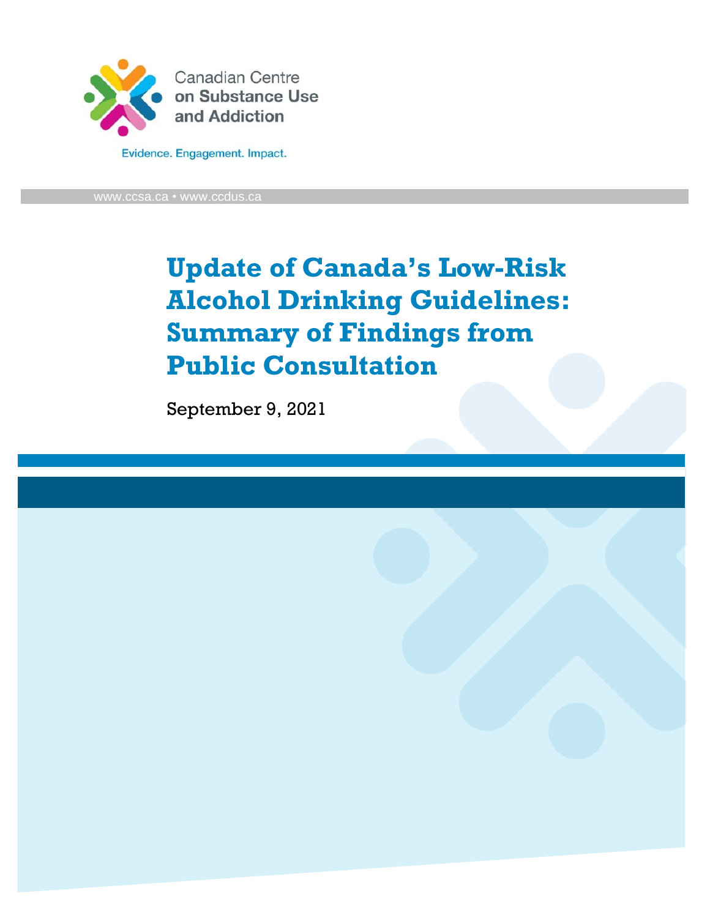Canadian Centre on Substance Use and Addiction

Evidence. Engagement. Impact.

www.ccsa.ca • www.ccdus.ca

# Update of Canada's Low-Risk Alcohol Drinking Guidelines: Summary of Findings from Public Consultation

September 9, 2021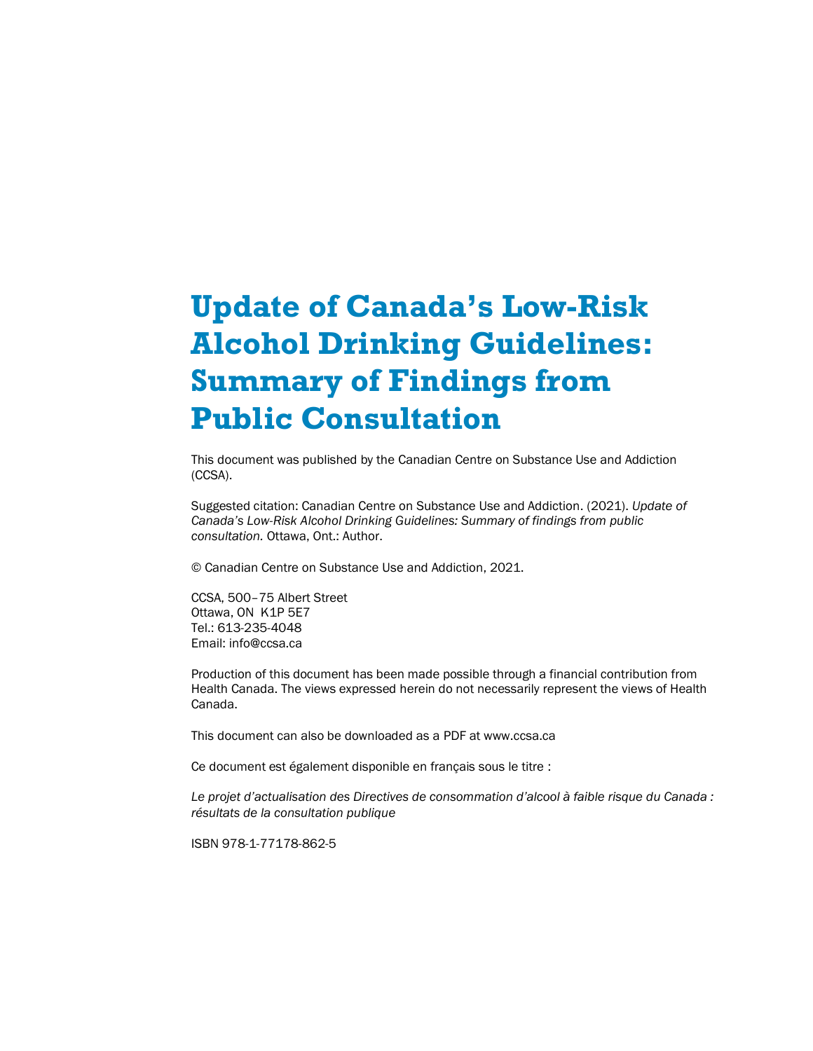# Update of Canada's Low-Risk Alcohol Drinking Guidelines: Summary of Findings from Public Consultation

This document was published by the Canadian Centre on Substance Use and Addiction (CCSA).

Suggested citation: Canadian Centre on Substance Use and Addiction. (2021). *Update of Canada's Low-Risk Alcohol Drinking Guidelines: Summary of findings from public consultation.* Ottawa, Ont.: Author.

© Canadian Centre on Substance Use and Addiction, 2021.

CCSA, 500–75 Albert Street
Ottawa, ON K1P 5E7
Tel.: 613-235-4048
Email: info@ccsa.ca

Production of this document has been made possible through a financial contribution from Health Canada. The views expressed herein do not necessarily represent the views of Health Canada.

This document can also be downloaded as a PDF at www.ccsa.ca

Ce document est également disponible en français sous le titre :

*Le projet d'actualisation des Directives de consommation d'alcool à faible risque du Canada : résultats de la consultation publique*

ISBN 978-1-77178-862-5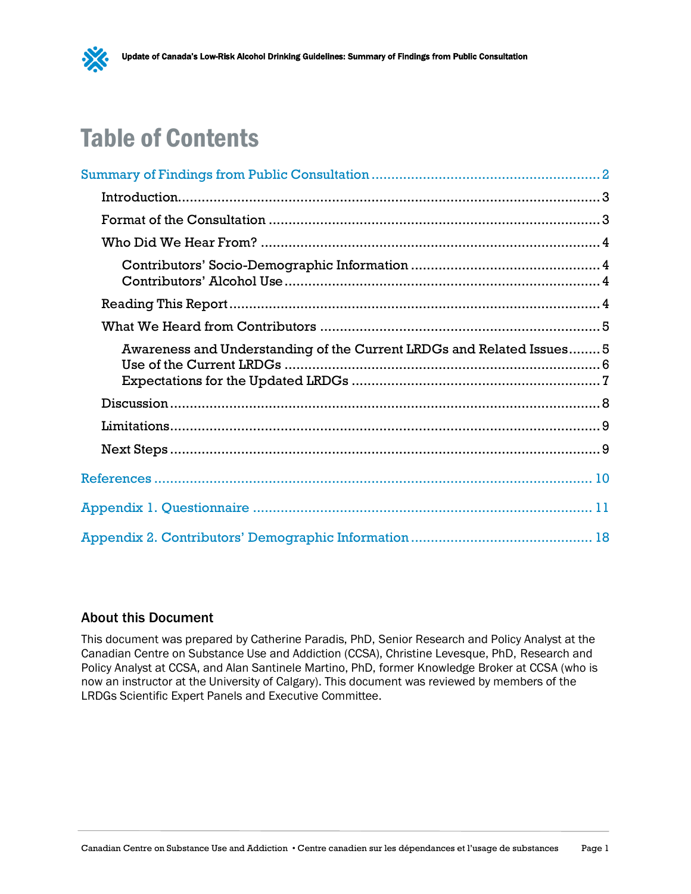# Table of Contents

Summary of Findings from Public Consultation ........................................................ 2

- Introduction........................................................................................................ 3
- Format of the Consultation ............................................................................... 3
- Who Did We Hear From? .................................................................................. 4
  - Contributors' Socio-Demographic Information ............................................ 4
  - Contributors' Alcohol Use ............................................................................ 4
- Reading This Report ........................................................................................... 4
- What We Heard from Contributors .................................................................... 5
  - Awareness and Understanding of the Current LRDGs and Related Issues ........ 5
  - Use of the Current LRDGs ........................................................................... 6
  - Expectations for the Updated LRDGs .......................................................... 7
- Discussion .......................................................................................................... 8
- Limitations.......................................................................................................... 9
- Next Steps .......................................................................................................... 9

References ............................................................................................................ 10

Appendix 1. Questionnaire ..................................................................................... 11

Appendix 2. Contributors' Demographic Information ............................................. 18

## About this Document

This document was prepared by Catherine Paradis, PhD, Senior Research and Policy Analyst at the Canadian Centre on Substance Use and Addiction (CCSA), Christine Levesque, PhD, Research and Policy Analyst at CCSA, and Alan Santinele Martino, PhD, former Knowledge Broker at CCSA (who is now an instructor at the University of Calgary). This document was reviewed by members of the LRDGs Scientific Expert Panels and Executive Committee.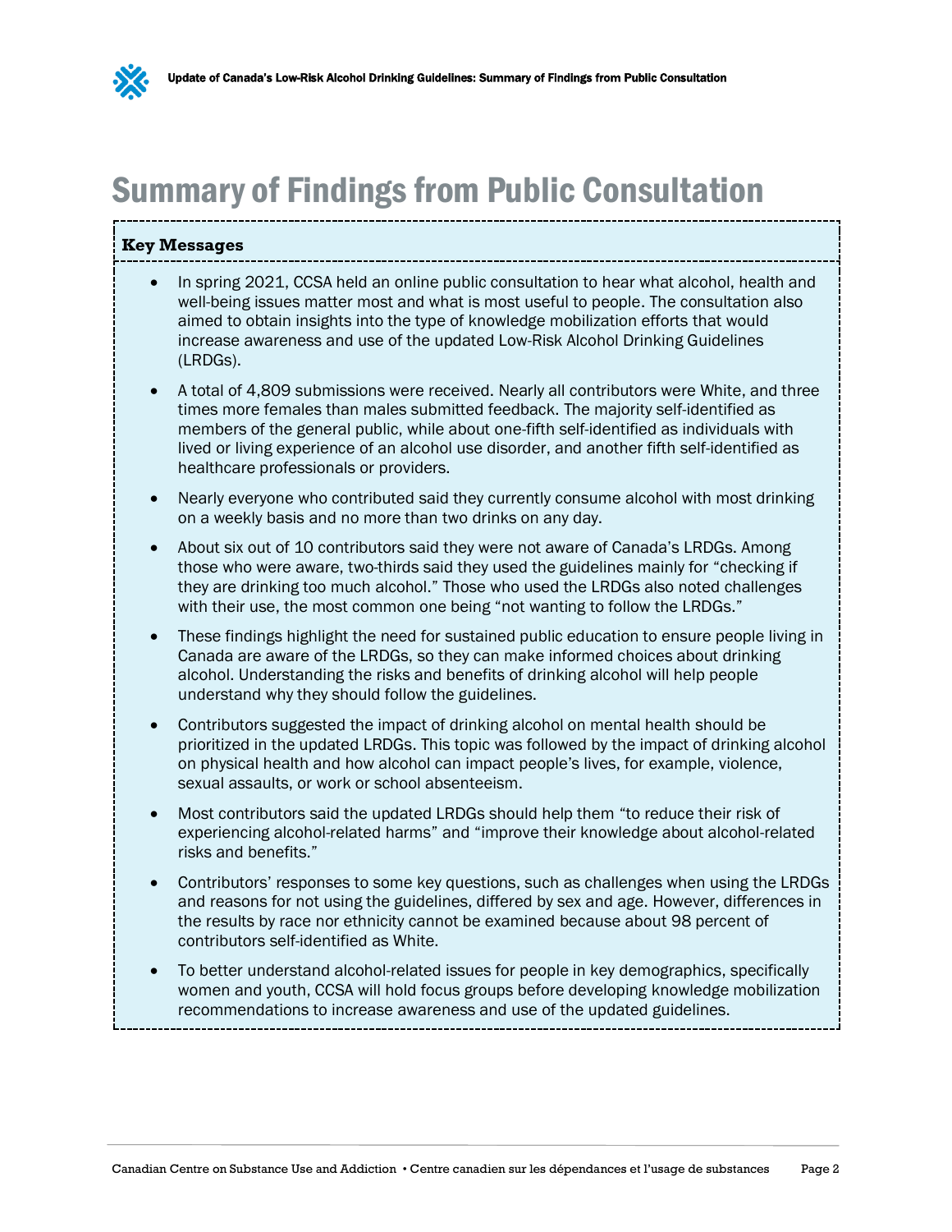# Summary of Findings from Public Consultation

**Key Messages**

- In spring 2021, CCSA held an online public consultation to hear what alcohol, health and well-being issues matter most and what is most useful to people. The consultation also aimed to obtain insights into the type of knowledge mobilization efforts that would increase awareness and use of the updated Low-Risk Alcohol Drinking Guidelines (LRDGs).
- A total of 4,809 submissions were received. Nearly all contributors were White, and three times more females than males submitted feedback. The majority self-identified as members of the general public, while about one-fifth self-identified as individuals with lived or living experience of an alcohol use disorder, and another fifth self-identified as healthcare professionals or providers.
- Nearly everyone who contributed said they currently consume alcohol with most drinking on a weekly basis and no more than two drinks on any day.
- About six out of 10 contributors said they were not aware of Canada's LRDGs. Among those who were aware, two-thirds said they used the guidelines mainly for "checking if they are drinking too much alcohol." Those who used the LRDGs also noted challenges with their use, the most common one being "not wanting to follow the LRDGs."
- These findings highlight the need for sustained public education to ensure people living in Canada are aware of the LRDGs, so they can make informed choices about drinking alcohol. Understanding the risks and benefits of drinking alcohol will help people understand why they should follow the guidelines.
- Contributors suggested the impact of drinking alcohol on mental health should be prioritized in the updated LRDGs. This topic was followed by the impact of drinking alcohol on physical health and how alcohol can impact people's lives, for example, violence, sexual assaults, or work or school absenteeism.
- Most contributors said the updated LRDGs should help them "to reduce their risk of experiencing alcohol-related harms" and "improve their knowledge about alcohol-related risks and benefits."
- Contributors' responses to some key questions, such as challenges when using the LRDGs and reasons for not using the guidelines, differed by sex and age. However, differences in the results by race nor ethnicity cannot be examined because about 98 percent of contributors self-identified as White.
- To better understand alcohol-related issues for people in key demographics, specifically women and youth, CCSA will hold focus groups before developing knowledge mobilization recommendations to increase awareness and use of the updated guidelines.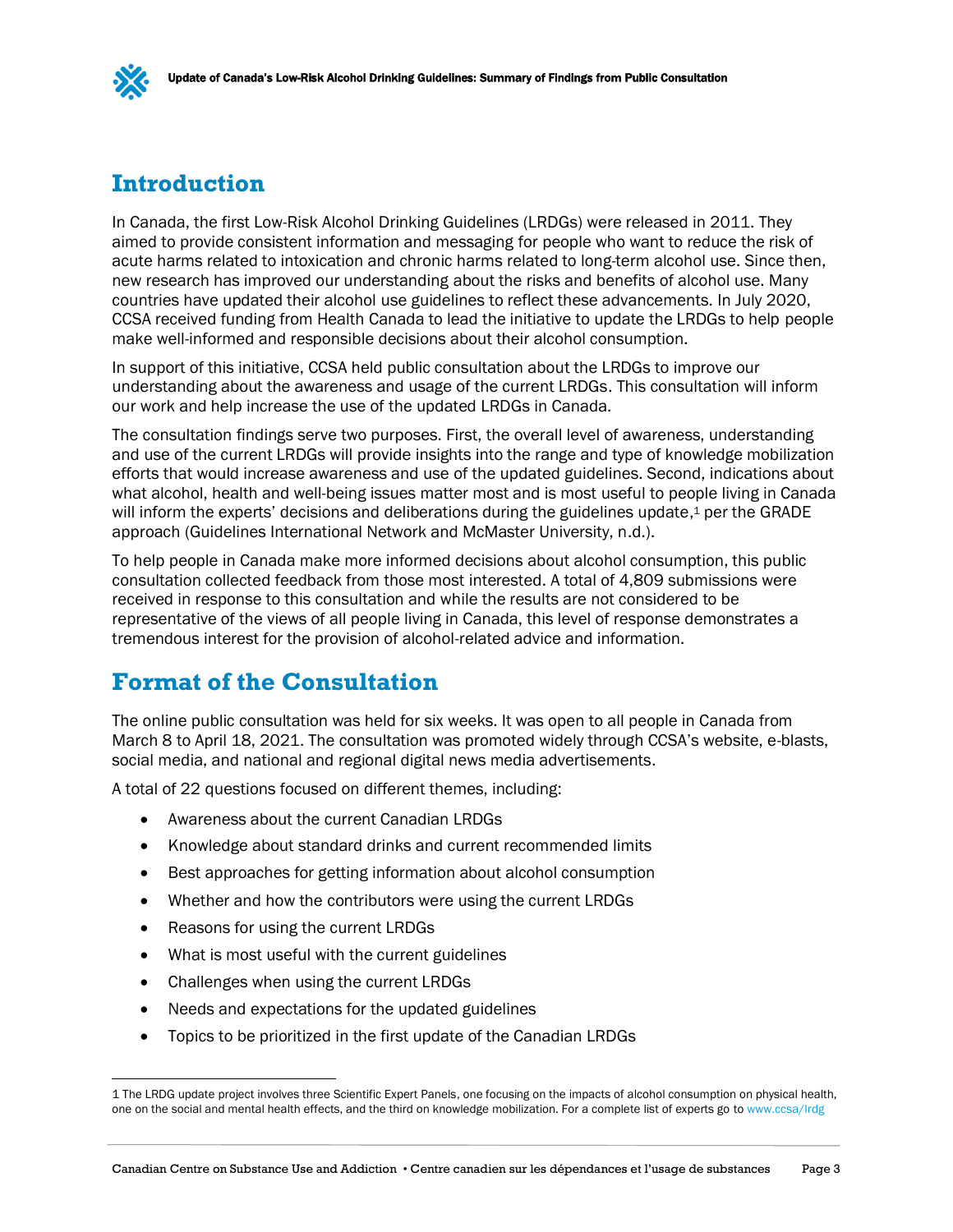## Introduction

In Canada, the first Low-Risk Alcohol Drinking Guidelines (LRDGs) were released in 2011. They aimed to provide consistent information and messaging for people who want to reduce the risk of acute harms related to intoxication and chronic harms related to long-term alcohol use. Since then, new research has improved our understanding about the risks and benefits of alcohol use. Many countries have updated their alcohol use guidelines to reflect these advancements. In July 2020, CCSA received funding from Health Canada to lead the initiative to update the LRDGs to help people make well-informed and responsible decisions about their alcohol consumption.

In support of this initiative, CCSA held public consultation about the LRDGs to improve our understanding about the awareness and usage of the current LRDGs. This consultation will inform our work and help increase the use of the updated LRDGs in Canada.

The consultation findings serve two purposes. First, the overall level of awareness, understanding and use of the current LRDGs will provide insights into the range and type of knowledge mobilization efforts that would increase awareness and use of the updated guidelines. Second, indications about what alcohol, health and well-being issues matter most and is most useful to people living in Canada will inform the experts' decisions and deliberations during the guidelines update,[1] per the GRADE approach (Guidelines International Network and McMaster University, n.d.).

To help people in Canada make more informed decisions about alcohol consumption, this public consultation collected feedback from those most interested. A total of 4,809 submissions were received in response to this consultation and while the results are not considered to be representative of the views of all people living in Canada, this level of response demonstrates a tremendous interest for the provision of alcohol-related advice and information.

## Format of the Consultation

The online public consultation was held for six weeks. It was open to all people in Canada from March 8 to April 18, 2021. The consultation was promoted widely through CCSA's website, e-blasts, social media, and national and regional digital news media advertisements.

A total of 22 questions focused on different themes, including:

- Awareness about the current Canadian LRDGs
- Knowledge about standard drinks and current recommended limits
- Best approaches for getting information about alcohol consumption
- Whether and how the contributors were using the current LRDGs
- Reasons for using the current LRDGs
- What is most useful with the current guidelines
- Challenges when using the current LRDGs
- Needs and expectations for the updated guidelines
- Topics to be prioritized in the first update of the Canadian LRDGs

[1] The LRDG update project involves three Scientific Expert Panels, one focusing on the impacts of alcohol consumption on physical health, one on the social and mental health effects, and the third on knowledge mobilization. For a complete list of experts go to www.ccsa/lrdg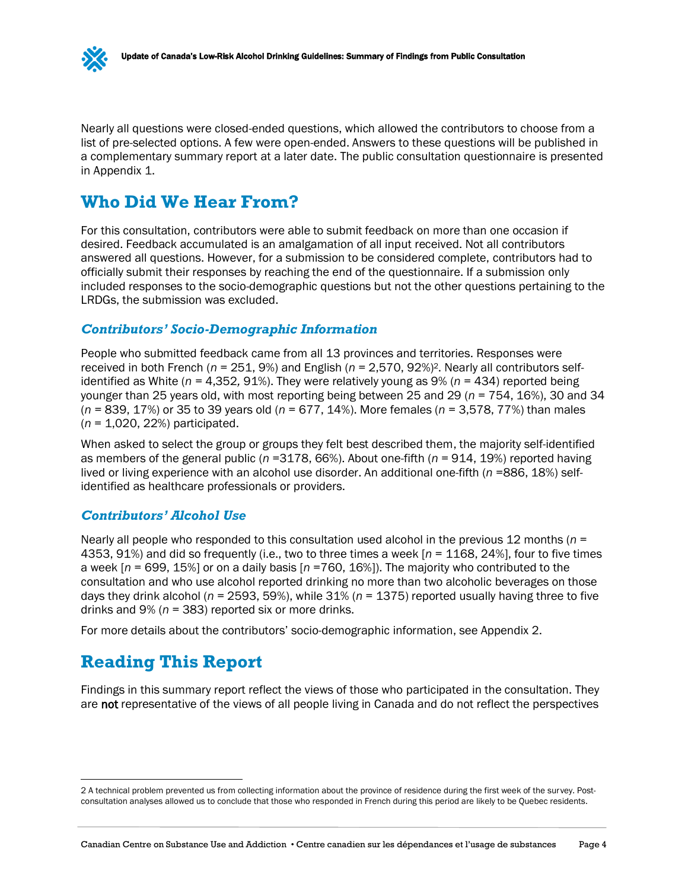Nearly all questions were closed-ended questions, which allowed the contributors to choose from a list of pre-selected options. A few were open-ended. Answers to these questions will be published in a complementary summary report at a later date. The public consultation questionnaire is presented in Appendix 1.

# Who Did We Hear From?

For this consultation, contributors were able to submit feedback on more than one occasion if desired. Feedback accumulated is an amalgamation of all input received. Not all contributors answered all questions. However, for a submission to be considered complete, contributors had to officially submit their responses by reaching the end of the questionnaire. If a submission only included responses to the socio-demographic questions but not the other questions pertaining to the LRDGs, the submission was excluded.

## *Contributors' Socio-Demographic Information*

People who submitted feedback came from all 13 provinces and territories. Responses were received in both French (*n* = 251, 9%) and English (*n* = 2,570, 92%)[2]. Nearly all contributors self-identified as White (*n* = 4,352, 91%). They were relatively young as 9% (*n* = 434) reported being younger than 25 years old, with most reporting being between 25 and 29 (*n* = 754, 16%), 30 and 34 (*n* = 839, 17%) or 35 to 39 years old (*n* = 677, 14%). More females (*n* = 3,578, 77%) than males (*n* = 1,020, 22%) participated.

When asked to select the group or groups they felt best described them, the majority self-identified as members of the general public (*n* =3178, 66%). About one-fifth (*n* = 914, 19%) reported having lived or living experience with an alcohol use disorder. An additional one-fifth (*n* =886, 18%) self-identified as healthcare professionals or providers.

## *Contributors' Alcohol Use*

Nearly all people who responded to this consultation used alcohol in the previous 12 months (*n* = 4353, 91%) and did so frequently (i.e., two to three times a week [*n* = 1168, 24%], four to five times a week [*n* = 699, 15%] or on a daily basis [*n* =760, 16%]). The majority who contributed to the consultation and who use alcohol reported drinking no more than two alcoholic beverages on those days they drink alcohol (*n* = 2593, 59%), while 31% (*n* = 1375) reported usually having three to five drinks and 9% (*n* = 383) reported six or more drinks.

For more details about the contributors' socio-demographic information, see Appendix 2.

# Reading This Report

Findings in this summary report reflect the views of those who participated in the consultation. They are **not** representative of the views of all people living in Canada and do not reflect the perspectives

---

2 A technical problem prevented us from collecting information about the province of residence during the first week of the survey. Post-consultation analyses allowed us to conclude that those who responded in French during this period are likely to be Quebec residents.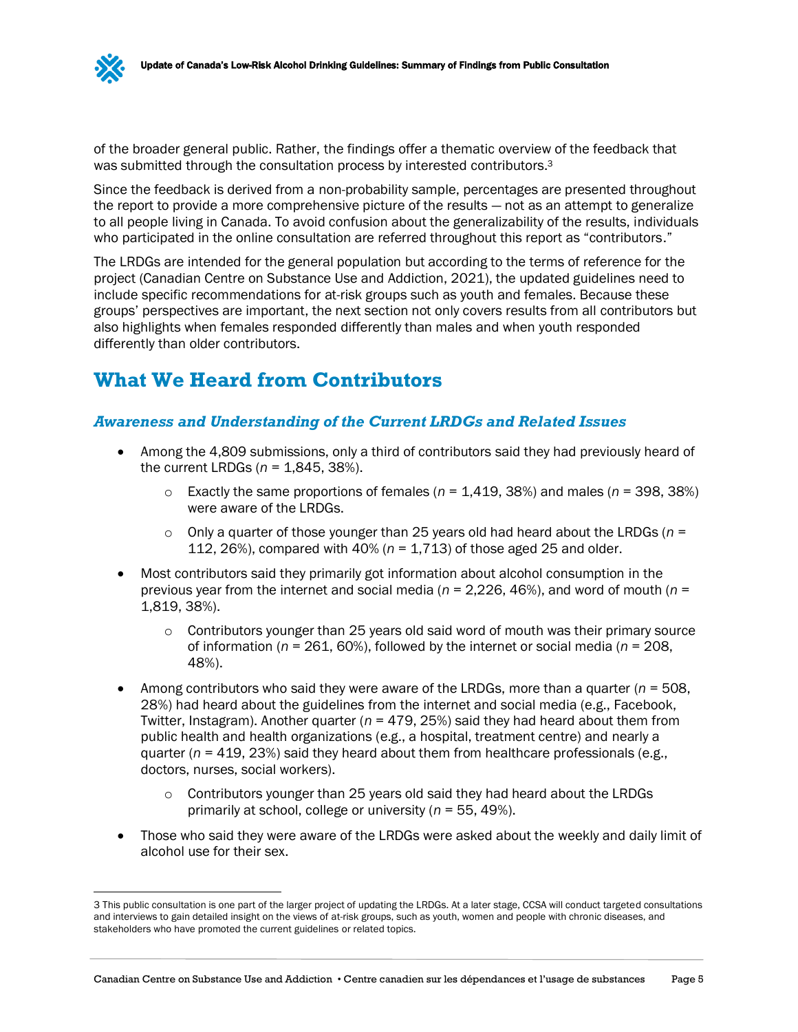of the broader general public. Rather, the findings offer a thematic overview of the feedback that was submitted through the consultation process by interested contributors.[3]

Since the feedback is derived from a non-probability sample, percentages are presented throughout the report to provide a more comprehensive picture of the results — not as an attempt to generalize to all people living in Canada. To avoid confusion about the generalizability of the results, individuals who participated in the online consultation are referred throughout this report as "contributors."

The LRDGs are intended for the general population but according to the terms of reference for the project (Canadian Centre on Substance Use and Addiction, 2021), the updated guidelines need to include specific recommendations for at-risk groups such as youth and females. Because these groups' perspectives are important, the next section not only covers results from all contributors but also highlights when females responded differently than males and when youth responded differently than older contributors.

## What We Heard from Contributors

### *Awareness and Understanding of the Current LRDGs and Related Issues*

- Among the 4,809 submissions, only a third of contributors said they had previously heard of the current LRDGs (*n* = 1,845, 38%).
    - Exactly the same proportions of females (*n* = 1,419, 38%) and males (*n* = 398, 38%) were aware of the LRDGs.
    - Only a quarter of those younger than 25 years old had heard about the LRDGs (*n* = 112, 26%), compared with 40% (*n* = 1,713) of those aged 25 and older.
- Most contributors said they primarily got information about alcohol consumption in the previous year from the internet and social media (*n* = 2,226, 46%), and word of mouth (*n* = 1,819, 38%).
    - Contributors younger than 25 years old said word of mouth was their primary source of information (*n* = 261, 60%), followed by the internet or social media (*n* = 208, 48%).
- Among contributors who said they were aware of the LRDGs, more than a quarter (*n* = 508, 28%) had heard about the guidelines from the internet and social media (e.g., Facebook, Twitter, Instagram). Another quarter (*n* = 479, 25%) said they had heard about them from public health and health organizations (e.g., a hospital, treatment centre) and nearly a quarter (*n* = 419, 23%) said they heard about them from healthcare professionals (e.g., doctors, nurses, social workers).
    - Contributors younger than 25 years old said they had heard about the LRDGs primarily at school, college or university (*n* = 55, 49%).
- Those who said they were aware of the LRDGs were asked about the weekly and daily limit of alcohol use for their sex.

[3] This public consultation is one part of the larger project of updating the LRDGs. At a later stage, CCSA will conduct targeted consultations and interviews to gain detailed insight on the views of at-risk groups, such as youth, women and people with chronic diseases, and stakeholders who have promoted the current guidelines or related topics.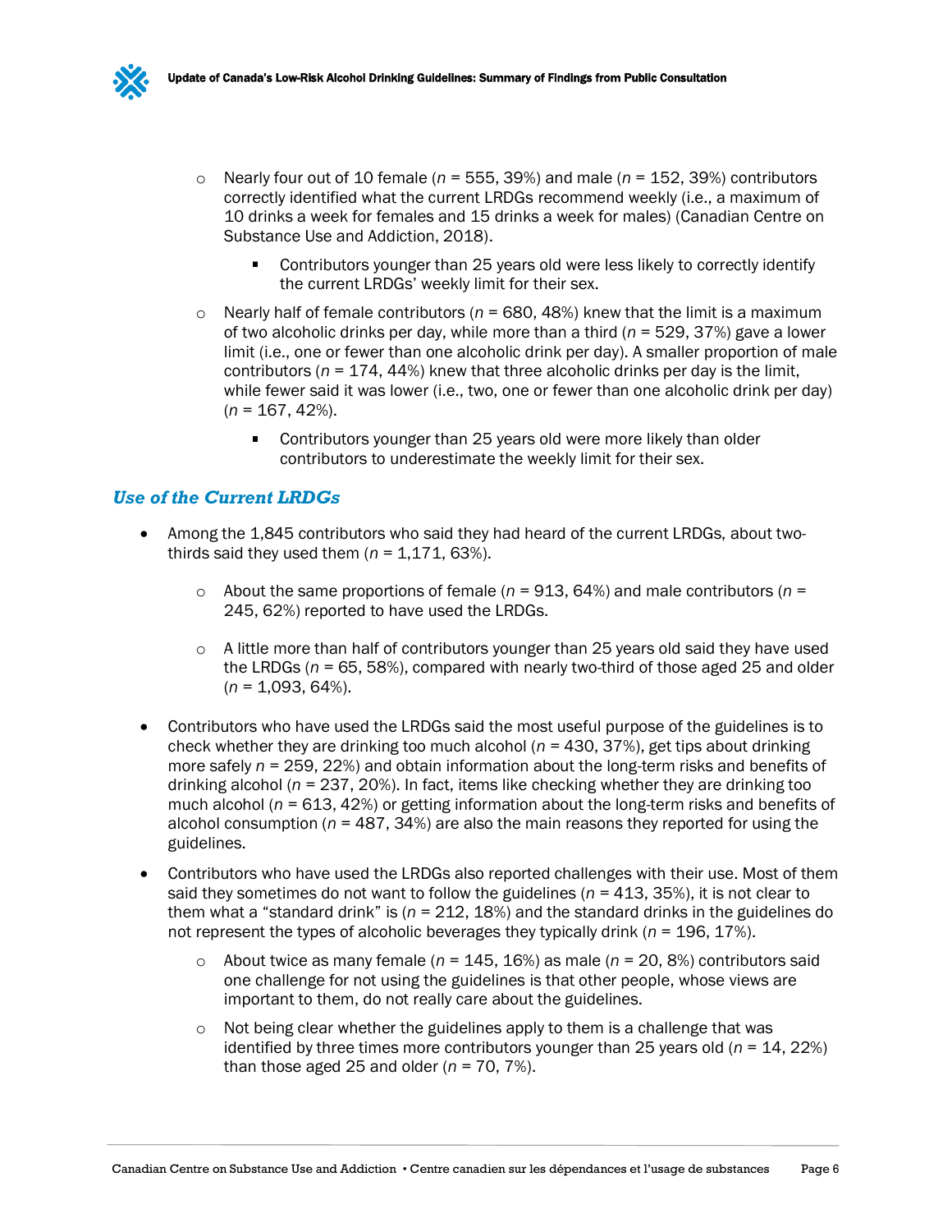- Nearly four out of 10 female (*n* = 555, 39%) and male (*n* = 152, 39%) contributors correctly identified what the current LRDGs recommend weekly (i.e., a maximum of 10 drinks a week for females and 15 drinks a week for males) (Canadian Centre on Substance Use and Addiction, 2018).
    - Contributors younger than 25 years old were less likely to correctly identify the current LRDGs' weekly limit for their sex.
  - Nearly half of female contributors (*n* = 680, 48%) knew that the limit is a maximum of two alcoholic drinks per day, while more than a third (*n* = 529, 37%) gave a lower limit (i.e., one or fewer than one alcoholic drink per day). A smaller proportion of male contributors (*n* = 174, 44%) knew that three alcoholic drinks per day is the limit, while fewer said it was lower (i.e., two, one or fewer than one alcoholic drink per day) (*n* = 167, 42%).
    - Contributors younger than 25 years old were more likely than older contributors to underestimate the weekly limit for their sex.

### *Use of the Current LRDGs*

- Among the 1,845 contributors who said they had heard of the current LRDGs, about two-thirds said they used them (*n* = 1,171, 63%).
  - About the same proportions of female (*n* = 913, 64%) and male contributors (*n* = 245, 62%) reported to have used the LRDGs.
  - A little more than half of contributors younger than 25 years old said they have used the LRDGs (*n* = 65, 58%), compared with nearly two-third of those aged 25 and older (*n* = 1,093, 64%).
- Contributors who have used the LRDGs said the most useful purpose of the guidelines is to check whether they are drinking too much alcohol (*n* = 430, 37%), get tips about drinking more safely *n* = 259, 22%) and obtain information about the long-term risks and benefits of drinking alcohol (*n* = 237, 20%). In fact, items like checking whether they are drinking too much alcohol (*n* = 613, 42%) or getting information about the long-term risks and benefits of alcohol consumption (*n* = 487, 34%) are also the main reasons they reported for using the guidelines.
- Contributors who have used the LRDGs also reported challenges with their use. Most of them said they sometimes do not want to follow the guidelines (*n* = 413, 35%), it is not clear to them what a "standard drink" is (*n* = 212, 18%) and the standard drinks in the guidelines do not represent the types of alcoholic beverages they typically drink (*n* = 196, 17%).
  - About twice as many female (*n* = 145, 16%) as male (*n* = 20, 8%) contributors said one challenge for not using the guidelines is that other people, whose views are important to them, do not really care about the guidelines.
  - Not being clear whether the guidelines apply to them is a challenge that was identified by three times more contributors younger than 25 years old (*n* = 14, 22%) than those aged 25 and older (*n* = 70, 7%).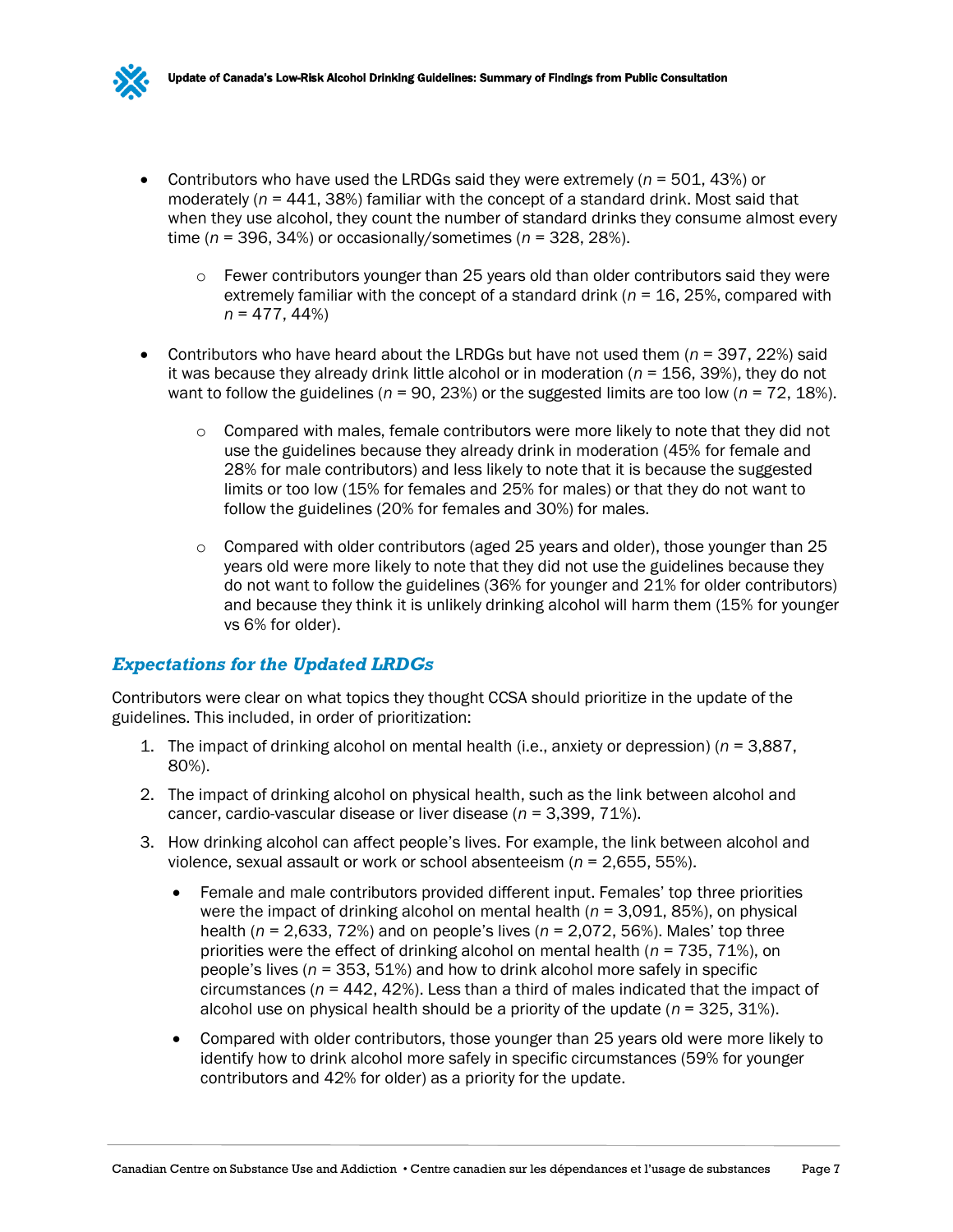- Contributors who have used the LRDGs said they were extremely (*n* = 501, 43%) or moderately (*n* = 441, 38%) familiar with the concept of a standard drink. Most said that when they use alcohol, they count the number of standard drinks they consume almost every time (*n* = 396, 34%) or occasionally/sometimes (*n* = 328, 28%).
  - Fewer contributors younger than 25 years old than older contributors said they were extremely familiar with the concept of a standard drink (*n* = 16, 25%, compared with *n* = 477, 44%)
- Contributors who have heard about the LRDGs but have not used them (*n* = 397, 22%) said it was because they already drink little alcohol or in moderation (*n* = 156, 39%), they do not want to follow the guidelines (*n* = 90, 23%) or the suggested limits are too low (*n* = 72, 18%).
  - Compared with males, female contributors were more likely to note that they did not use the guidelines because they already drink in moderation (45% for female and 28% for male contributors) and less likely to note that it is because the suggested limits or too low (15% for females and 25% for males) or that they do not want to follow the guidelines (20% for females and 30%) for males.
  - Compared with older contributors (aged 25 years and older), those younger than 25 years old were more likely to note that they did not use the guidelines because they do not want to follow the guidelines (36% for younger and 21% for older contributors) and because they think it is unlikely drinking alcohol will harm them (15% for younger vs 6% for older).

## *Expectations for the Updated LRDGs*

Contributors were clear on what topics they thought CCSA should prioritize in the update of the guidelines. This included, in order of prioritization:

1. The impact of drinking alcohol on mental health (i.e., anxiety or depression) (*n* = 3,887, 80%).
2. The impact of drinking alcohol on physical health, such as the link between alcohol and cancer, cardio-vascular disease or liver disease (*n* = 3,399, 71%).
3. How drinking alcohol can affect people's lives. For example, the link between alcohol and violence, sexual assault or work or school absenteeism (*n* = 2,655, 55%).
   - Female and male contributors provided different input. Females' top three priorities were the impact of drinking alcohol on mental health (*n* = 3,091, 85%), on physical health (*n* = 2,633, 72%) and on people's lives (*n* = 2,072, 56%). Males' top three priorities were the effect of drinking alcohol on mental health (*n* = 735, 71%), on people's lives (*n* = 353, 51%) and how to drink alcohol more safely in specific circumstances (*n* = 442, 42%). Less than a third of males indicated that the impact of alcohol use on physical health should be a priority of the update (*n* = 325, 31%).
   - Compared with older contributors, those younger than 25 years old were more likely to identify how to drink alcohol more safely in specific circumstances (59% for younger contributors and 42% for older) as a priority for the update.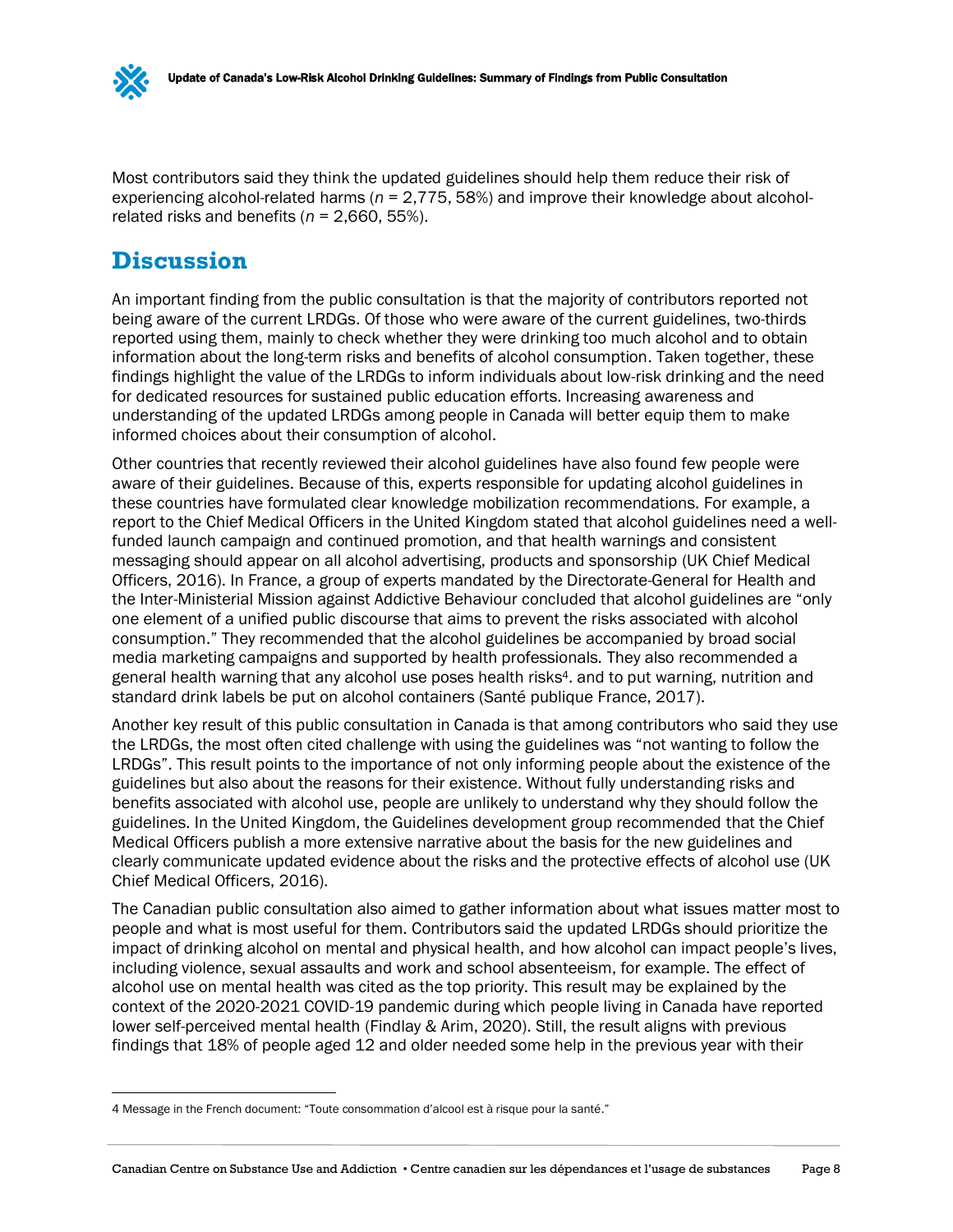Most contributors said they think the updated guidelines should help them reduce their risk of experiencing alcohol-related harms (*n* = 2,775, 58%) and improve their knowledge about alcohol-related risks and benefits (*n* = 2,660, 55%).

# Discussion

An important finding from the public consultation is that the majority of contributors reported not being aware of the current LRDGs. Of those who were aware of the current guidelines, two-thirds reported using them, mainly to check whether they were drinking too much alcohol and to obtain information about the long-term risks and benefits of alcohol consumption. Taken together, these findings highlight the value of the LRDGs to inform individuals about low-risk drinking and the need for dedicated resources for sustained public education efforts. Increasing awareness and understanding of the updated LRDGs among people in Canada will better equip them to make informed choices about their consumption of alcohol.

Other countries that recently reviewed their alcohol guidelines have also found few people were aware of their guidelines. Because of this, experts responsible for updating alcohol guidelines in these countries have formulated clear knowledge mobilization recommendations. For example, a report to the Chief Medical Officers in the United Kingdom stated that alcohol guidelines need a well-funded launch campaign and continued promotion, and that health warnings and consistent messaging should appear on all alcohol advertising, products and sponsorship (UK Chief Medical Officers, 2016). In France, a group of experts mandated by the Directorate-General for Health and the Inter-Ministerial Mission against Addictive Behaviour concluded that alcohol guidelines are "only one element of a unified public discourse that aims to prevent the risks associated with alcohol consumption." They recommended that the alcohol guidelines be accompanied by broad social media marketing campaigns and supported by health professionals. They also recommended a general health warning that any alcohol use poses health risks[4]. and to put warning, nutrition and standard drink labels be put on alcohol containers (Santé publique France, 2017).

Another key result of this public consultation in Canada is that among contributors who said they use the LRDGs, the most often cited challenge with using the guidelines was "not wanting to follow the LRDGs". This result points to the importance of not only informing people about the existence of the guidelines but also about the reasons for their existence. Without fully understanding risks and benefits associated with alcohol use, people are unlikely to understand why they should follow the guidelines. In the United Kingdom, the Guidelines development group recommended that the Chief Medical Officers publish a more extensive narrative about the basis for the new guidelines and clearly communicate updated evidence about the risks and the protective effects of alcohol use (UK Chief Medical Officers, 2016).

The Canadian public consultation also aimed to gather information about what issues matter most to people and what is most useful for them. Contributors said the updated LRDGs should prioritize the impact of drinking alcohol on mental and physical health, and how alcohol can impact people's lives, including violence, sexual assaults and work and school absenteeism, for example. The effect of alcohol use on mental health was cited as the top priority. This result may be explained by the context of the 2020-2021 COVID-19 pandemic during which people living in Canada have reported lower self-perceived mental health (Findlay & Arim, 2020). Still, the result aligns with previous findings that 18% of people aged 12 and older needed some help in the previous year with their

---

4 Message in the French document: "Toute consommation d'alcool est à risque pour la santé."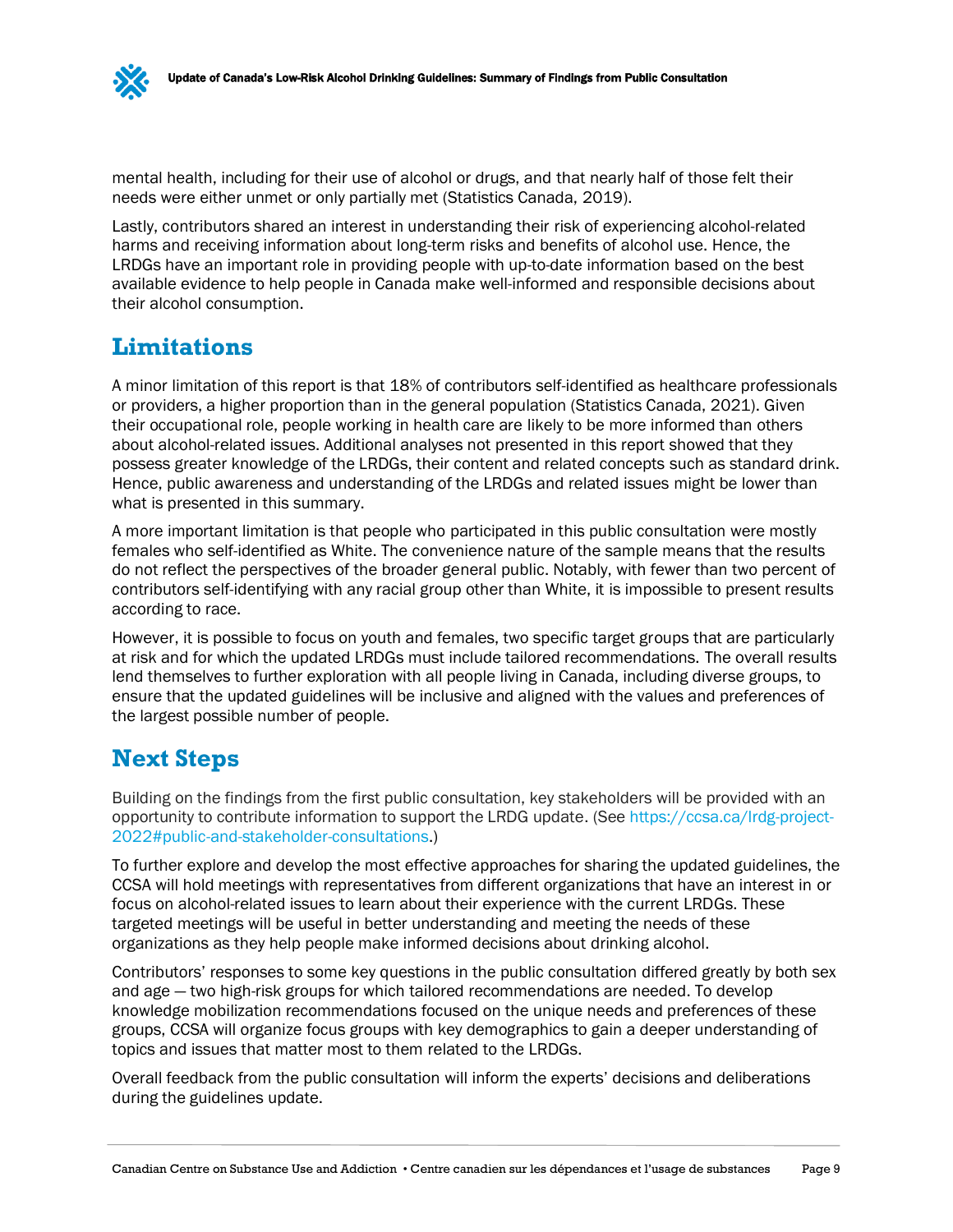mental health, including for their use of alcohol or drugs, and that nearly half of those felt their needs were either unmet or only partially met (Statistics Canada, 2019).

Lastly, contributors shared an interest in understanding their risk of experiencing alcohol-related harms and receiving information about long-term risks and benefits of alcohol use. Hence, the LRDGs have an important role in providing people with up-to-date information based on the best available evidence to help people in Canada make well-informed and responsible decisions about their alcohol consumption.

## Limitations

A minor limitation of this report is that 18% of contributors self-identified as healthcare professionals or providers, a higher proportion than in the general population (Statistics Canada, 2021). Given their occupational role, people working in health care are likely to be more informed than others about alcohol-related issues. Additional analyses not presented in this report showed that they possess greater knowledge of the LRDGs, their content and related concepts such as standard drink. Hence, public awareness and understanding of the LRDGs and related issues might be lower than what is presented in this summary.

A more important limitation is that people who participated in this public consultation were mostly females who self-identified as White. The convenience nature of the sample means that the results do not reflect the perspectives of the broader general public. Notably, with fewer than two percent of contributors self-identifying with any racial group other than White, it is impossible to present results according to race.

However, it is possible to focus on youth and females, two specific target groups that are particularly at risk and for which the updated LRDGs must include tailored recommendations. The overall results lend themselves to further exploration with all people living in Canada, including diverse groups, to ensure that the updated guidelines will be inclusive and aligned with the values and preferences of the largest possible number of people.

## Next Steps

Building on the findings from the first public consultation, key stakeholders will be provided with an opportunity to contribute information to support the LRDG update. (See https://ccsa.ca/lrdg-project-2022#public-and-stakeholder-consultations.)

To further explore and develop the most effective approaches for sharing the updated guidelines, the CCSA will hold meetings with representatives from different organizations that have an interest in or focus on alcohol-related issues to learn about their experience with the current LRDGs. These targeted meetings will be useful in better understanding and meeting the needs of these organizations as they help people make informed decisions about drinking alcohol.

Contributors' responses to some key questions in the public consultation differed greatly by both sex and age — two high-risk groups for which tailored recommendations are needed. To develop knowledge mobilization recommendations focused on the unique needs and preferences of these groups, CCSA will organize focus groups with key demographics to gain a deeper understanding of topics and issues that matter most to them related to the LRDGs.

Overall feedback from the public consultation will inform the experts' decisions and deliberations during the guidelines update.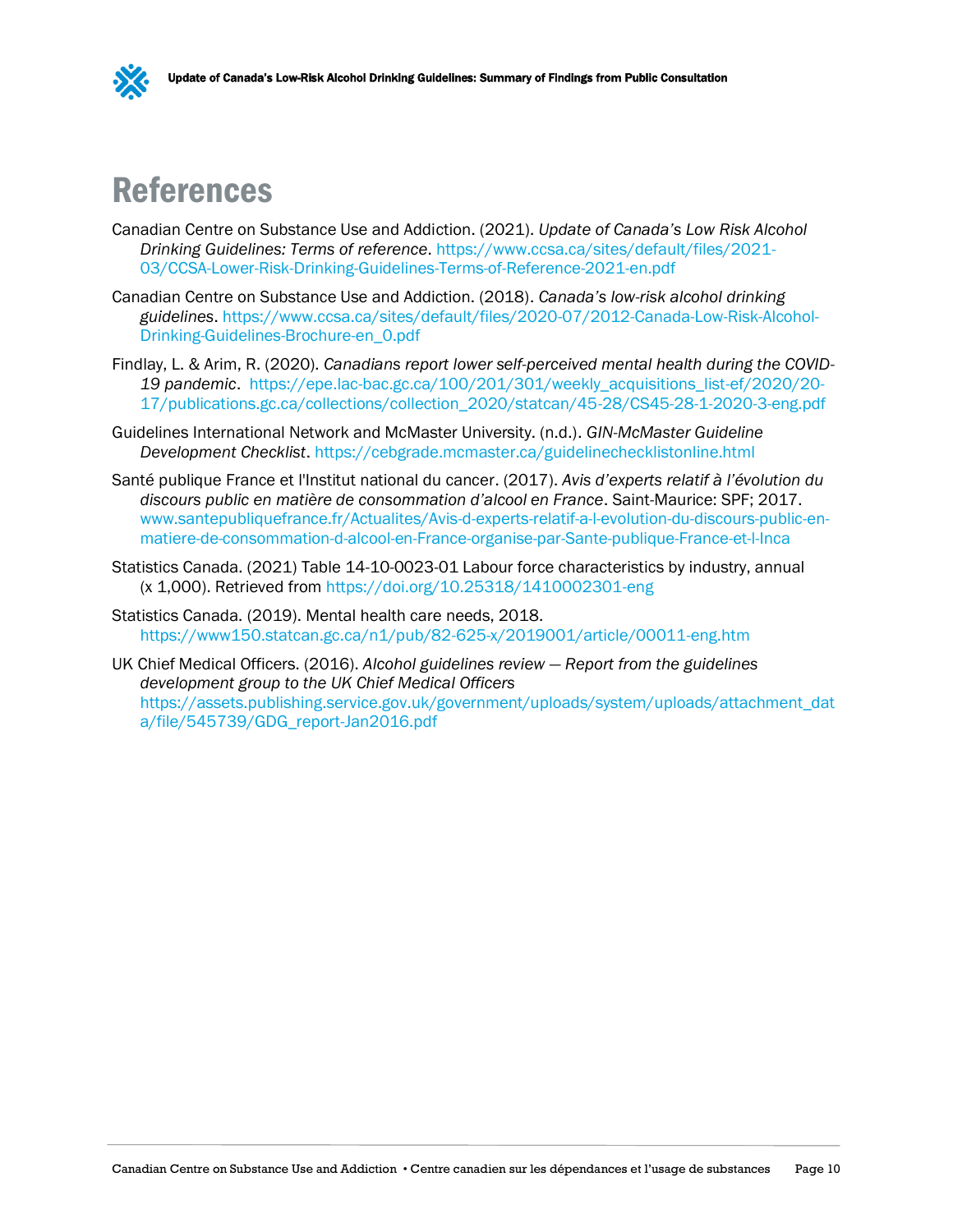# References

Canadian Centre on Substance Use and Addiction. (2021). *Update of Canada's Low Risk Alcohol Drinking Guidelines: Terms of reference*. https://www.ccsa.ca/sites/default/files/2021-03/CCSA-Lower-Risk-Drinking-Guidelines-Terms-of-Reference-2021-en.pdf

Canadian Centre on Substance Use and Addiction. (2018). *Canada's low-risk alcohol drinking guidelines*. https://www.ccsa.ca/sites/default/files/2020-07/2012-Canada-Low-Risk-Alcohol-Drinking-Guidelines-Brochure-en_0.pdf

Findlay, L. & Arim, R. (2020). *Canadians report lower self-perceived mental health during the COVID-19 pandemic*. https://epe.lac-bac.gc.ca/100/201/301/weekly_acquisitions_list-ef/2020/20-17/publications.gc.ca/collections/collection_2020/statcan/45-28/CS45-28-1-2020-3-eng.pdf

Guidelines International Network and McMaster University. (n.d.). *GIN-McMaster Guideline Development Checklist*. https://cebgrade.mcmaster.ca/guidelinechecklistonline.html

Santé publique France et l'Institut national du cancer. (2017). *Avis d'experts relatif à l'évolution du discours public en matière de consommation d'alcool en France*. Saint-Maurice: SPF; 2017. www.santepubliquefrance.fr/Actualites/Avis-d-experts-relatif-a-l-evolution-du-discours-public-en-matiere-de-consommation-d-alcool-en-France-organise-par-Sante-publique-France-et-l-Inca

Statistics Canada. (2021) Table 14-10-0023-01 Labour force characteristics by industry, annual (x 1,000). Retrieved from https://doi.org/10.25318/1410002301-eng

Statistics Canada. (2019). Mental health care needs, 2018. https://www150.statcan.gc.ca/n1/pub/82-625-x/2019001/article/00011-eng.htm

UK Chief Medical Officers. (2016). *Alcohol guidelines review — Report from the guidelines development group to the UK Chief Medical Officers* https://assets.publishing.service.gov.uk/government/uploads/system/uploads/attachment_data/file/545739/GDG_report-Jan2016.pdf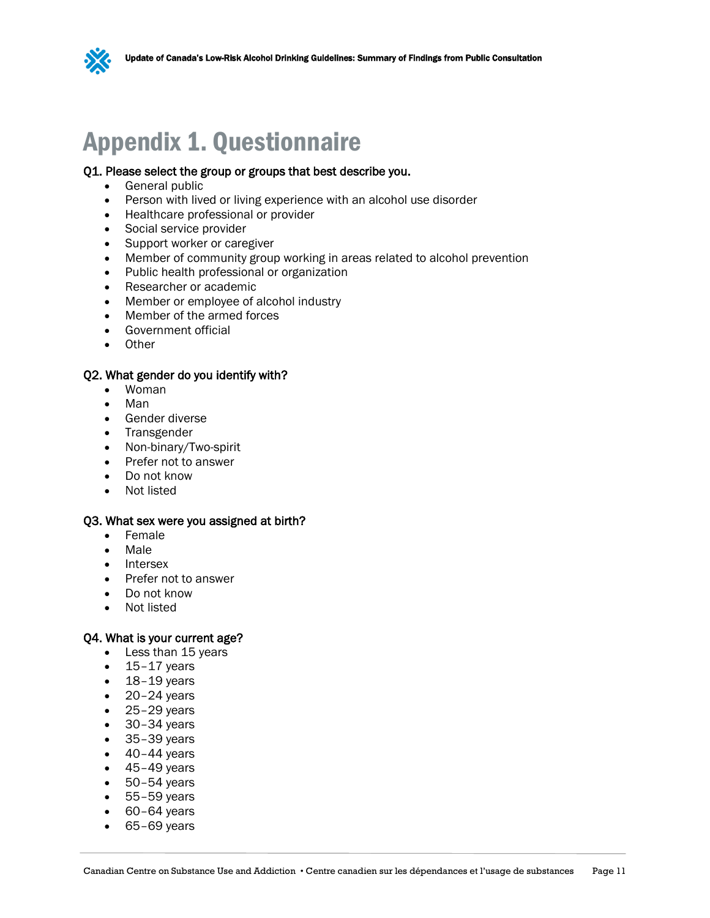# Appendix 1. Questionnaire

**Q1. Please select the group or groups that best describe you.**

- General public
- Person with lived or living experience with an alcohol use disorder
- Healthcare professional or provider
- Social service provider
- Support worker or caregiver
- Member of community group working in areas related to alcohol prevention
- Public health professional or organization
- Researcher or academic
- Member or employee of alcohol industry
- Member of the armed forces
- Government official
- Other

**Q2. What gender do you identify with?**

- Woman
- Man
- Gender diverse
- Transgender
- Non-binary/Two-spirit
- Prefer not to answer
- Do not know
- Not listed

**Q3. What sex were you assigned at birth?**

- Female
- Male
- Intersex
- Prefer not to answer
- Do not know
- Not listed

**Q4. What is your current age?**

- Less than 15 years
- 15–17 years
- 18–19 years
- 20–24 years
- 25–29 years
- 30–34 years
- 35–39 years
- 40–44 years
- 45–49 years
- 50–54 years
- 55–59 years
- 60–64 years
- 65–69 years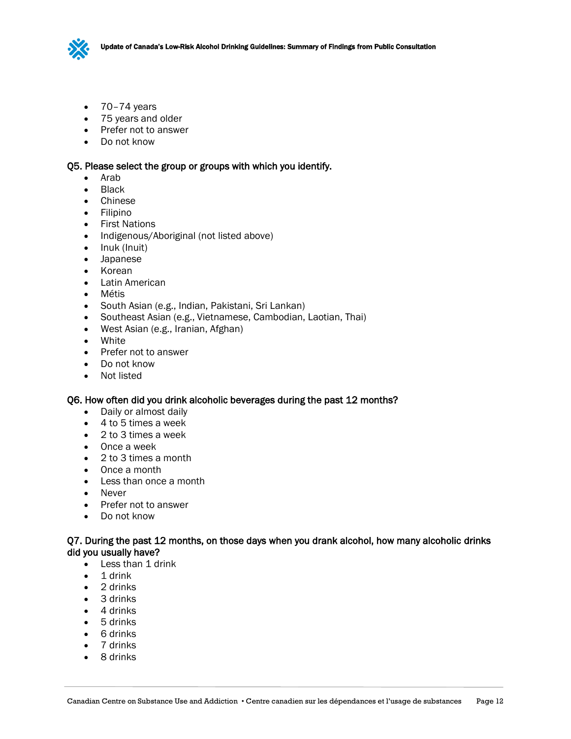- 70–74 years
- 75 years and older
- Prefer not to answer
- Do not know

**Q5. Please select the group or groups with which you identify.**

- Arab
- Black
- Chinese
- Filipino
- First Nations
- Indigenous/Aboriginal (not listed above)
- Inuk (Inuit)
- Japanese
- Korean
- Latin American
- Métis
- South Asian (e.g., Indian, Pakistani, Sri Lankan)
- Southeast Asian (e.g., Vietnamese, Cambodian, Laotian, Thai)
- West Asian (e.g., Iranian, Afghan)
- White
- Prefer not to answer
- Do not know
- Not listed

**Q6. How often did you drink alcoholic beverages during the past 12 months?**

- Daily or almost daily
- 4 to 5 times a week
- 2 to 3 times a week
- Once a week
- 2 to 3 times a month
- Once a month
- Less than once a month
- Never
- Prefer not to answer
- Do not know

**Q7. During the past 12 months, on those days when you drank alcohol, how many alcoholic drinks did you usually have?**

- Less than 1 drink
- 1 drink
- 2 drinks
- 3 drinks
- 4 drinks
- 5 drinks
- 6 drinks
- 7 drinks
- 8 drinks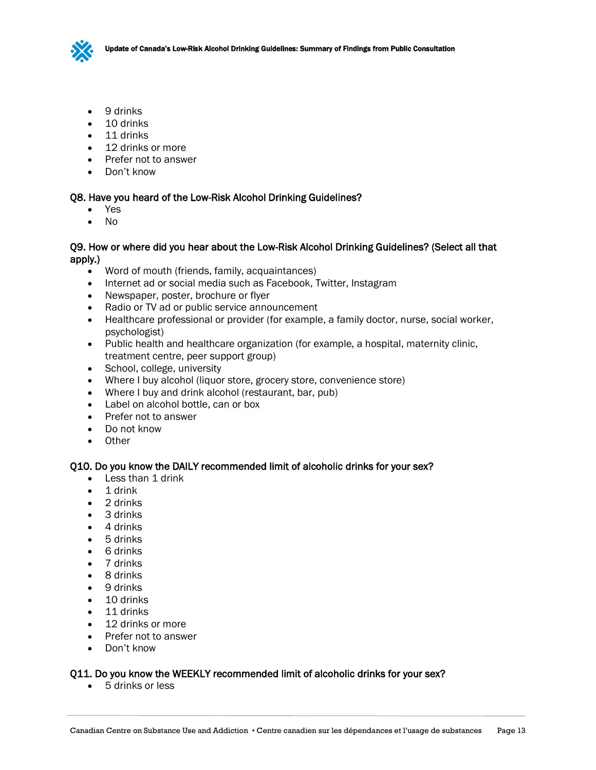- 9 drinks
- 10 drinks
- 11 drinks
- 12 drinks or more
- Prefer not to answer
- Don't know

**Q8. Have you heard of the Low-Risk Alcohol Drinking Guidelines?**

- Yes
- No

**Q9. How or where did you hear about the Low-Risk Alcohol Drinking Guidelines? (Select all that apply.)**

- Word of mouth (friends, family, acquaintances)
- Internet ad or social media such as Facebook, Twitter, Instagram
- Newspaper, poster, brochure or flyer
- Radio or TV ad or public service announcement
- Healthcare professional or provider (for example, a family doctor, nurse, social worker, psychologist)
- Public health and healthcare organization (for example, a hospital, maternity clinic, treatment centre, peer support group)
- School, college, university
- Where I buy alcohol (liquor store, grocery store, convenience store)
- Where I buy and drink alcohol (restaurant, bar, pub)
- Label on alcohol bottle, can or box
- Prefer not to answer
- Do not know
- Other

**Q10. Do you know the DAILY recommended limit of alcoholic drinks for your sex?**

- Less than 1 drink
- 1 drink
- 2 drinks
- 3 drinks
- 4 drinks
- 5 drinks
- 6 drinks
- 7 drinks
- 8 drinks
- 9 drinks
- 10 drinks
- 11 drinks
- 12 drinks or more
- Prefer not to answer
- Don't know

**Q11. Do you know the WEEKLY recommended limit of alcoholic drinks for your sex?**

- 5 drinks or less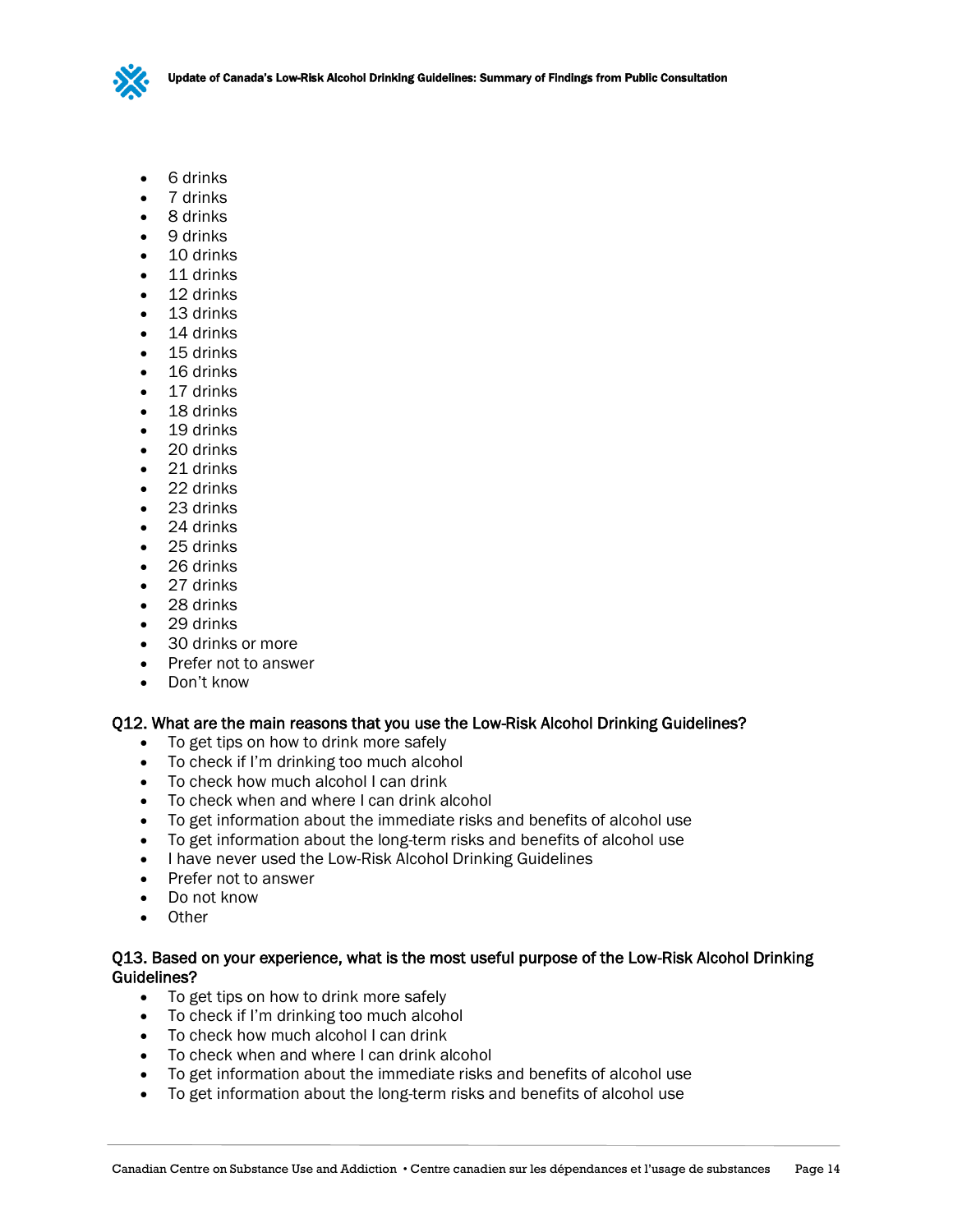- 6 drinks
- 7 drinks
- 8 drinks
- 9 drinks
- 10 drinks
- 11 drinks
- 12 drinks
- 13 drinks
- 14 drinks
- 15 drinks
- 16 drinks
- 17 drinks
- 18 drinks
- 19 drinks
- 20 drinks
- 21 drinks
- 22 drinks
- 23 drinks
- 24 drinks
- 25 drinks
- 26 drinks
- 27 drinks
- 28 drinks
- 29 drinks
- 30 drinks or more
- Prefer not to answer
- Don't know

**Q12. What are the main reasons that you use the Low-Risk Alcohol Drinking Guidelines?**

- To get tips on how to drink more safely
- To check if I'm drinking too much alcohol
- To check how much alcohol I can drink
- To check when and where I can drink alcohol
- To get information about the immediate risks and benefits of alcohol use
- To get information about the long-term risks and benefits of alcohol use
- I have never used the Low-Risk Alcohol Drinking Guidelines
- Prefer not to answer
- Do not know
- Other

**Q13. Based on your experience, what is the most useful purpose of the Low-Risk Alcohol Drinking Guidelines?**

- To get tips on how to drink more safely
- To check if I'm drinking too much alcohol
- To check how much alcohol I can drink
- To check when and where I can drink alcohol
- To get information about the immediate risks and benefits of alcohol use
- To get information about the long-term risks and benefits of alcohol use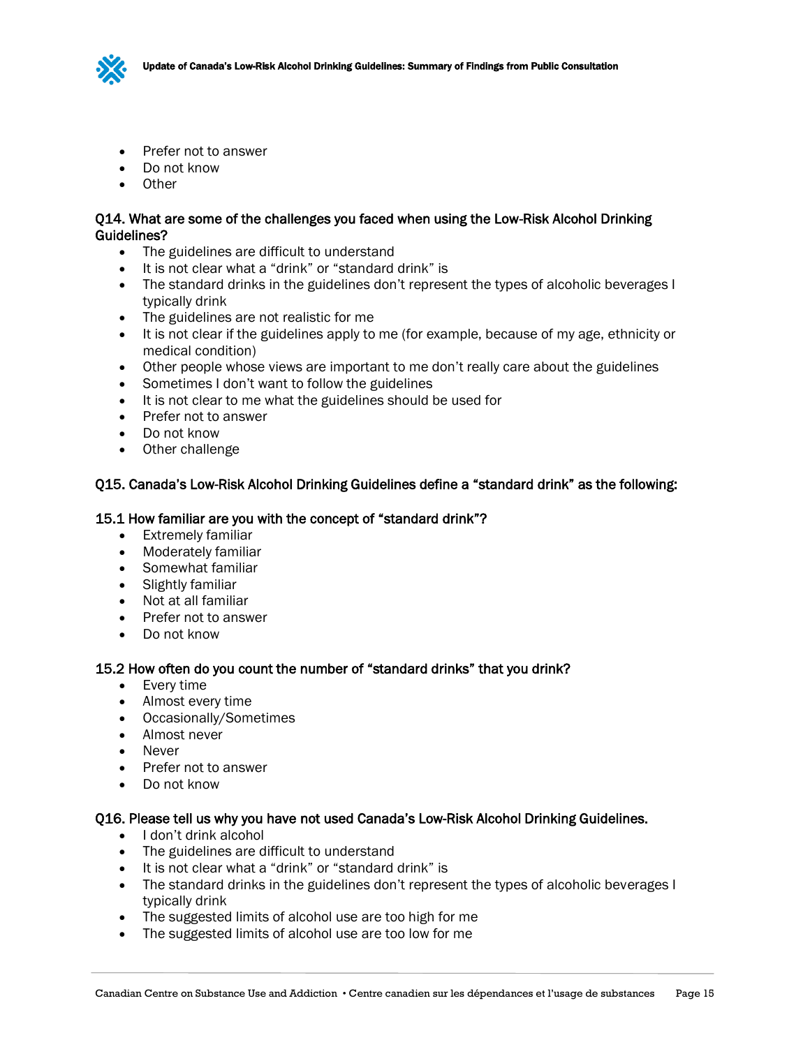- Prefer not to answer
- Do not know
- Other

**Q14. What are some of the challenges you faced when using the Low-Risk Alcohol Drinking Guidelines?**

- The guidelines are difficult to understand
- It is not clear what a "drink" or "standard drink" is
- The standard drinks in the guidelines don't represent the types of alcoholic beverages I typically drink
- The guidelines are not realistic for me
- It is not clear if the guidelines apply to me (for example, because of my age, ethnicity or medical condition)
- Other people whose views are important to me don't really care about the guidelines
- Sometimes I don't want to follow the guidelines
- It is not clear to me what the guidelines should be used for
- Prefer not to answer
- Do not know
- Other challenge

**Q15. Canada's Low-Risk Alcohol Drinking Guidelines define a "standard drink" as the following:**

**15.1 How familiar are you with the concept of "standard drink"?**

- Extremely familiar
- Moderately familiar
- Somewhat familiar
- Slightly familiar
- Not at all familiar
- Prefer not to answer
- Do not know

**15.2 How often do you count the number of "standard drinks" that you drink?**

- Every time
- Almost every time
- Occasionally/Sometimes
- Almost never
- Never
- Prefer not to answer
- Do not know

**Q16. Please tell us why you have not used Canada's Low-Risk Alcohol Drinking Guidelines.**

- I don't drink alcohol
- The guidelines are difficult to understand
- It is not clear what a "drink" or "standard drink" is
- The standard drinks in the guidelines don't represent the types of alcoholic beverages I typically drink
- The suggested limits of alcohol use are too high for me
- The suggested limits of alcohol use are too low for me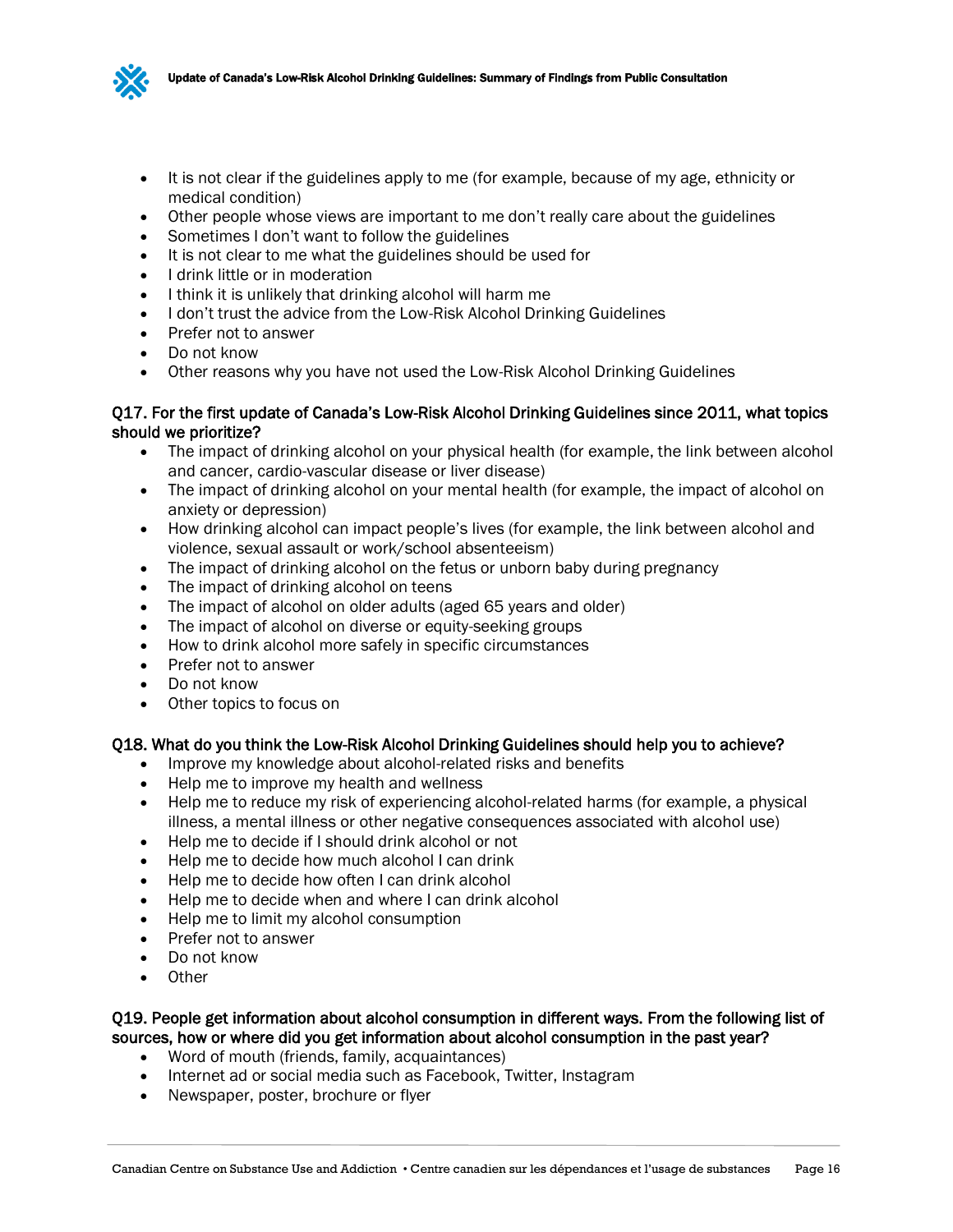- It is not clear if the guidelines apply to me (for example, because of my age, ethnicity or medical condition)
- Other people whose views are important to me don't really care about the guidelines
- Sometimes I don't want to follow the guidelines
- It is not clear to me what the guidelines should be used for
- I drink little or in moderation
- I think it is unlikely that drinking alcohol will harm me
- I don't trust the advice from the Low-Risk Alcohol Drinking Guidelines
- Prefer not to answer
- Do not know
- Other reasons why you have not used the Low-Risk Alcohol Drinking Guidelines

**Q17. For the first update of Canada's Low-Risk Alcohol Drinking Guidelines since 2011, what topics should we prioritize?**

- The impact of drinking alcohol on your physical health (for example, the link between alcohol and cancer, cardio-vascular disease or liver disease)
- The impact of drinking alcohol on your mental health (for example, the impact of alcohol on anxiety or depression)
- How drinking alcohol can impact people's lives (for example, the link between alcohol and violence, sexual assault or work/school absenteeism)
- The impact of drinking alcohol on the fetus or unborn baby during pregnancy
- The impact of drinking alcohol on teens
- The impact of alcohol on older adults (aged 65 years and older)
- The impact of alcohol on diverse or equity-seeking groups
- How to drink alcohol more safely in specific circumstances
- Prefer not to answer
- Do not know
- Other topics to focus on

**Q18. What do you think the Low-Risk Alcohol Drinking Guidelines should help you to achieve?**

- Improve my knowledge about alcohol-related risks and benefits
- Help me to improve my health and wellness
- Help me to reduce my risk of experiencing alcohol-related harms (for example, a physical illness, a mental illness or other negative consequences associated with alcohol use)
- Help me to decide if I should drink alcohol or not
- Help me to decide how much alcohol I can drink
- Help me to decide how often I can drink alcohol
- Help me to decide when and where I can drink alcohol
- Help me to limit my alcohol consumption
- Prefer not to answer
- Do not know
- Other

**Q19. People get information about alcohol consumption in different ways. From the following list of sources, how or where did you get information about alcohol consumption in the past year?**

- Word of mouth (friends, family, acquaintances)
- Internet ad or social media such as Facebook, Twitter, Instagram
- Newspaper, poster, brochure or flyer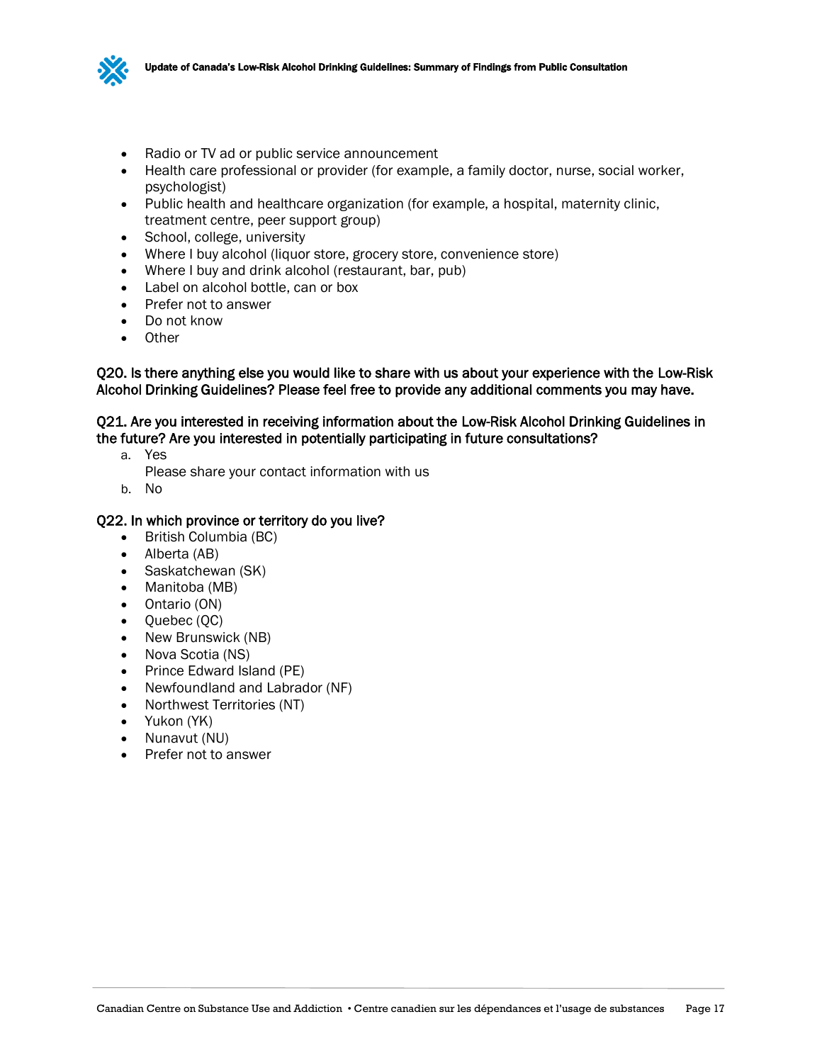- Radio or TV ad or public service announcement
- Health care professional or provider (for example, a family doctor, nurse, social worker, psychologist)
- Public health and healthcare organization (for example, a hospital, maternity clinic, treatment centre, peer support group)
- School, college, university
- Where I buy alcohol (liquor store, grocery store, convenience store)
- Where I buy and drink alcohol (restaurant, bar, pub)
- Label on alcohol bottle, can or box
- Prefer not to answer
- Do not know
- Other

**Q20. Is there anything else you would like to share with us about your experience with the Low-Risk Alcohol Drinking Guidelines? Please feel free to provide any additional comments you may have.**

**Q21. Are you interested in receiving information about the Low-Risk Alcohol Drinking Guidelines in the future? Are you interested in potentially participating in future consultations?**

a. Yes
   Please share your contact information with us
b. No

**Q22. In which province or territory do you live?**

- British Columbia (BC)
- Alberta (AB)
- Saskatchewan (SK)
- Manitoba (MB)
- Ontario (ON)
- Quebec (QC)
- New Brunswick (NB)
- Nova Scotia (NS)
- Prince Edward Island (PE)
- Newfoundland and Labrador (NF)
- Northwest Territories (NT)
- Yukon (YK)
- Nunavut (NU)
- Prefer not to answer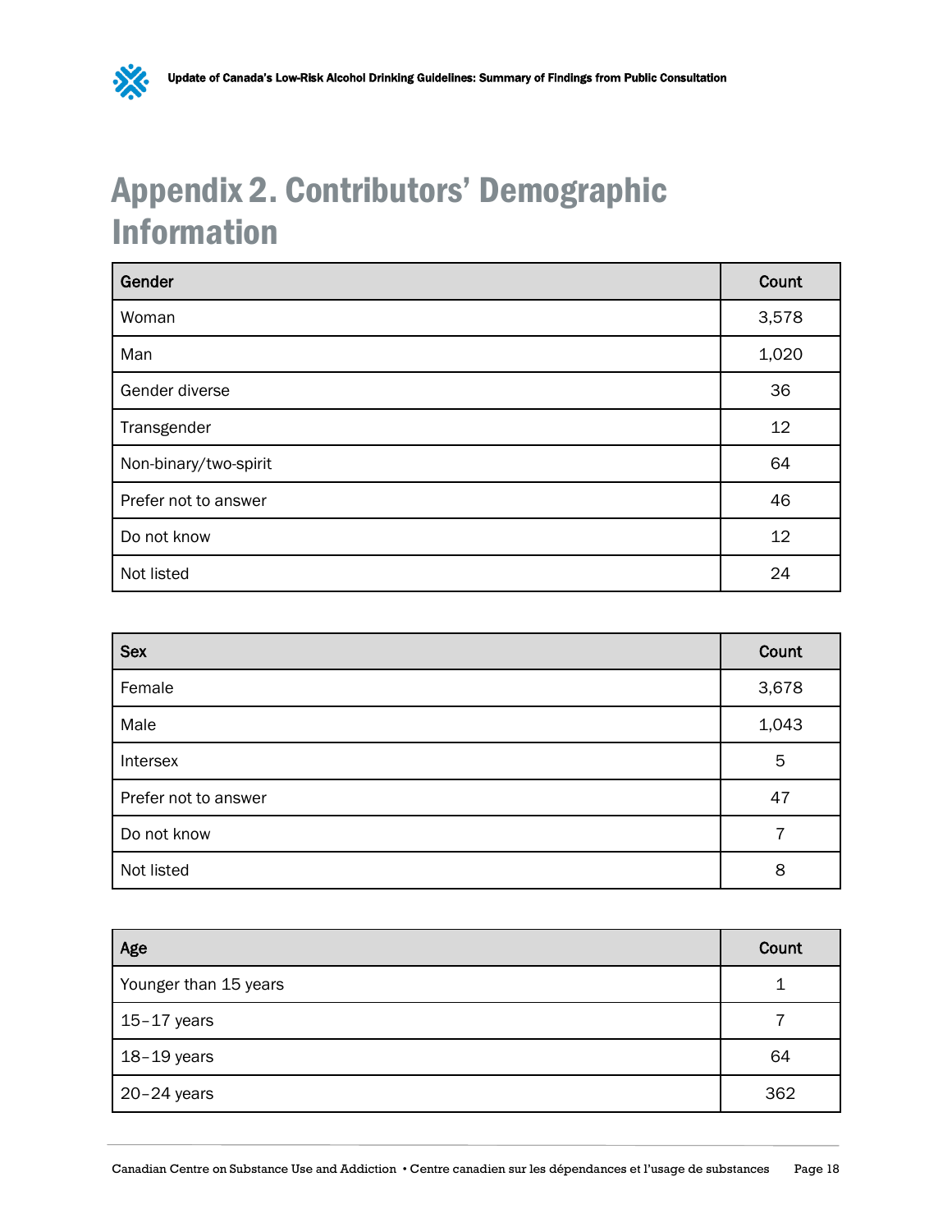# Appendix 2. Contributors' Demographic Information

| Gender | Count |
|---|---|
| Woman | 3,578 |
| Man | 1,020 |
| Gender diverse | 36 |
| Transgender | 12 |
| Non-binary/two-spirit | 64 |
| Prefer not to answer | 46 |
| Do not know | 12 |
| Not listed | 24 |

| Sex | Count |
|---|---|
| Female | 3,678 |
| Male | 1,043 |
| Intersex | 5 |
| Prefer not to answer | 47 |
| Do not know | 7 |
| Not listed | 8 |

| Age | Count |
|---|---|
| Younger than 15 years | 1 |
| 15–17 years | 7 |
| 18–19 years | 64 |
| 20–24 years | 362 |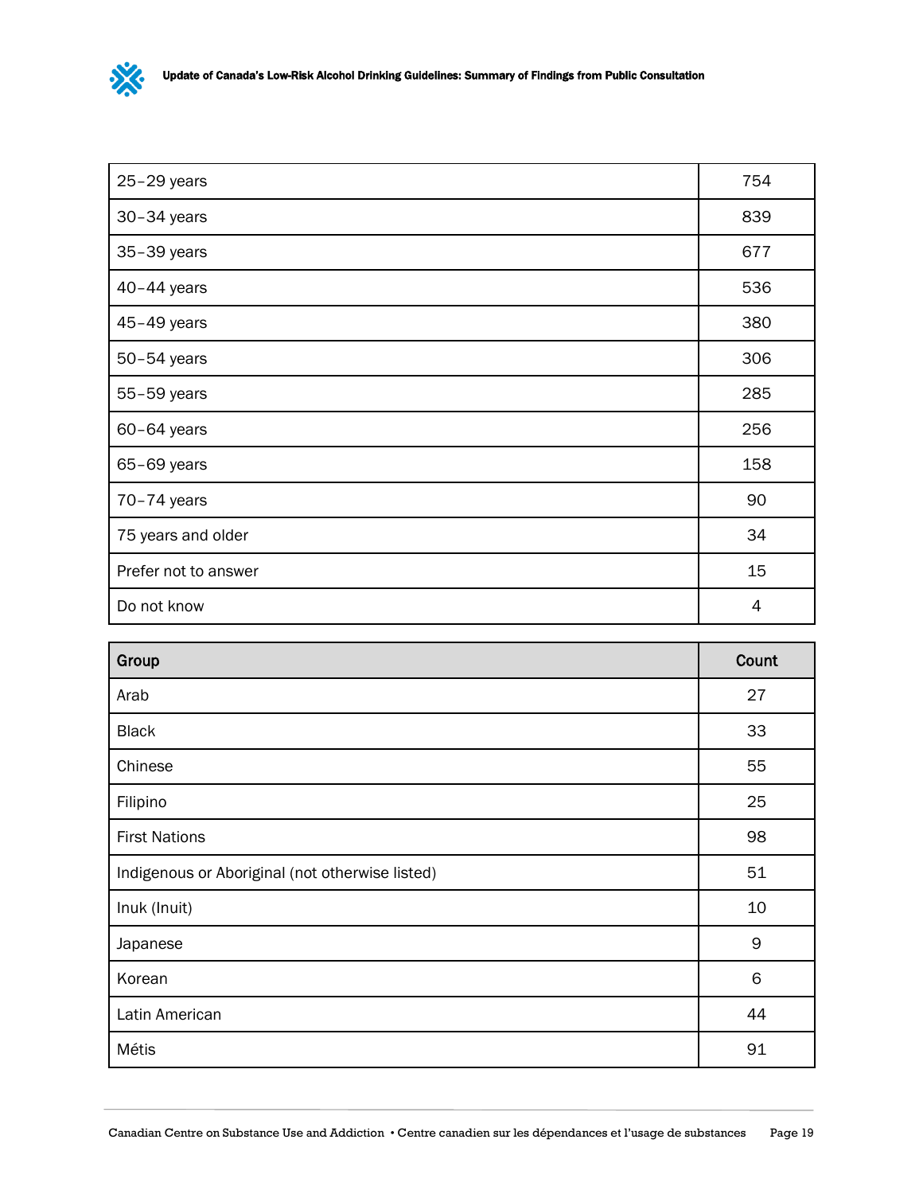| | |
|---|---|
| 25–29 years | 754 |
| 30–34 years | 839 |
| 35–39 years | 677 |
| 40–44 years | 536 |
| 45–49 years | 380 |
| 50–54 years | 306 |
| 55–59 years | 285 |
| 60–64 years | 256 |
| 65–69 years | 158 |
| 70–74 years | 90 |
| 75 years and older | 34 |
| Prefer not to answer | 15 |
| Do not know | 4 |

| Group | Count |
|---|---|
| Arab | 27 |
| Black | 33 |
| Chinese | 55 |
| Filipino | 25 |
| First Nations | 98 |
| Indigenous or Aboriginal (not otherwise listed) | 51 |
| Inuk (Inuit) | 10 |
| Japanese | 9 |
| Korean | 6 |
| Latin American | 44 |
| Métis | 91 |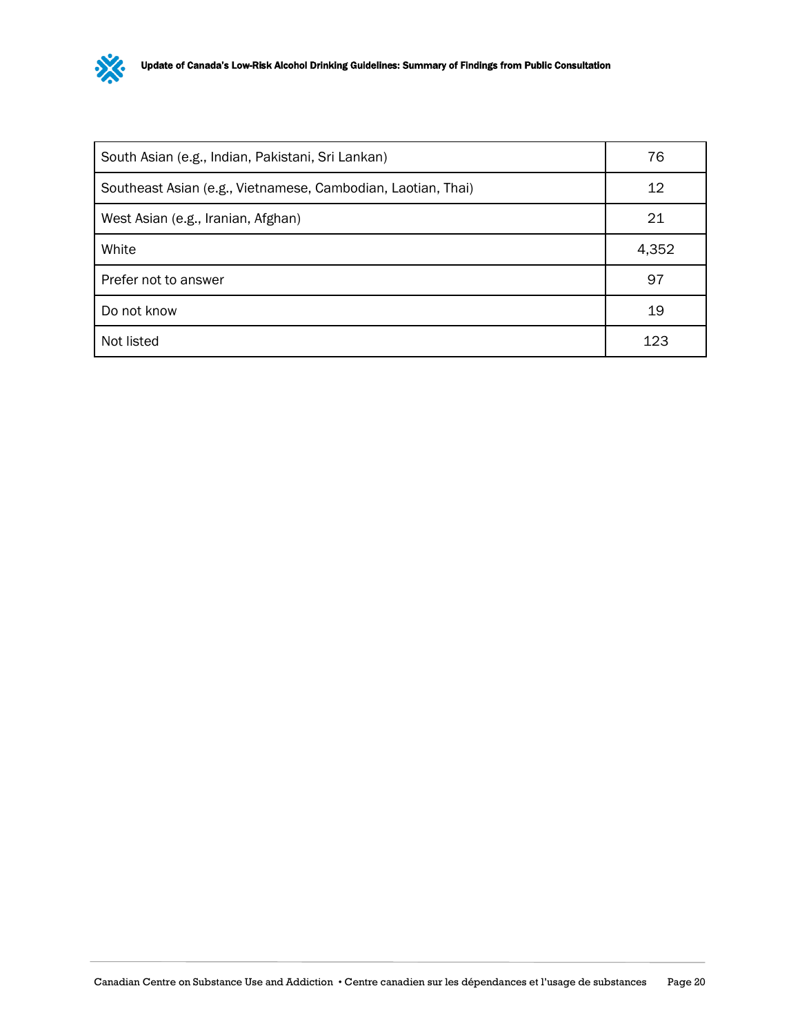| | |
|---|---|
| South Asian (e.g., Indian, Pakistani, Sri Lankan) | 76 |
| Southeast Asian (e.g., Vietnamese, Cambodian, Laotian, Thai) | 12 |
| West Asian (e.g., Iranian, Afghan) | 21 |
| White | 4,352 |
| Prefer not to answer | 97 |
| Do not know | 19 |
| Not listed | 123 |